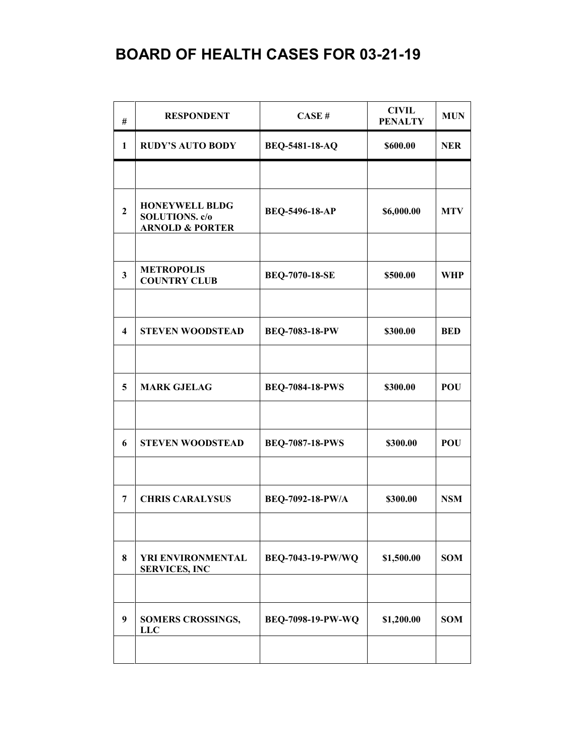# BOARD OF HEALTH CASES FOR 03-21-19

| # | RESPONDENT | CASE # | CIVIL PENALTY | MUN |
|---|---|---|---|---|
| 1 | RUDY'S AUTO BODY | BEQ-5481-18-AQ | $600.00 | NER |
| | | | | |
| 2 | HONEYWELL BLDG SOLUTIONS. c/o ARNOLD & PORTER | BEQ-5496-18-AP | $6,000.00 | MTV |
| | | | | |
| 3 | METROPOLIS COUNTRY CLUB | BEQ-7070-18-SE | $500.00 | WHP |
| | | | | |
| 4 | STEVEN WOODSTEAD | BEQ-7083-18-PW | $300.00 | BED |
| | | | | |
| 5 | MARK GJELAG | BEQ-7084-18-PWS | $300.00 | POU |
| | | | | |
| 6 | STEVEN WOODSTEAD | BEQ-7087-18-PWS | $300.00 | POU |
| | | | | |
| 7 | CHRIS CARALYSUS | BEQ-7092-18-PW/A | $300.00 | NSM |
| | | | | |
| 8 | YRI ENVIRONMENTAL SERVICES, INC | BEQ-7043-19-PW/WQ | $1,500.00 | SOM |
| | | | | |
| 9 | SOMERS CROSSINGS, LLC | BEQ-7098-19-PW-WQ | $1,200.00 | SOM |
| | | | | |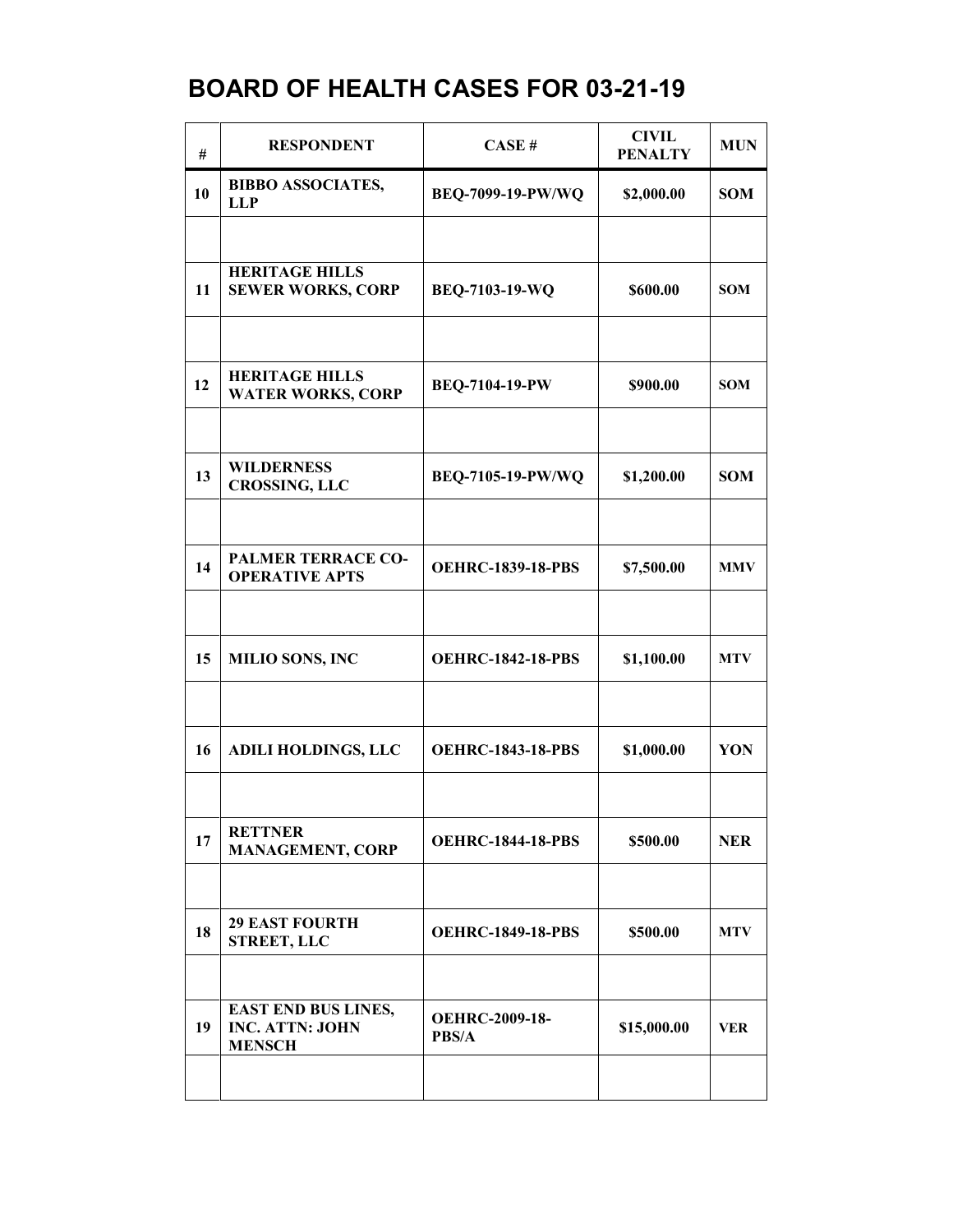# BOARD OF HEALTH CASES FOR 03-21-19

| # | RESPONDENT | CASE # | CIVIL PENALTY | MUN |
|---|---|---|---|---|
| 10 | BIBBO ASSOCIATES, LLP | BEQ-7099-19-PW/WQ | $2,000.00 | SOM |
| | | | | |
| 11 | HERITAGE HILLS SEWER WORKS, CORP | BEQ-7103-19-WQ | $600.00 | SOM |
| | | | | |
| 12 | HERITAGE HILLS WATER WORKS, CORP | BEQ-7104-19-PW | $900.00 | SOM |
| | | | | |
| 13 | WILDERNESS CROSSING, LLC | BEQ-7105-19-PW/WQ | $1,200.00 | SOM |
| | | | | |
| 14 | PALMER TERRACE CO-OPERATIVE APTS | OEHRC-1839-18-PBS | $7,500.00 | MMV |
| | | | | |
| 15 | MILIO SONS, INC | OEHRC-1842-18-PBS | $1,100.00 | MTV |
| | | | | |
| 16 | ADILI HOLDINGS, LLC | OEHRC-1843-18-PBS | $1,000.00 | YON |
| | | | | |
| 17 | RETTNER MANAGEMENT, CORP | OEHRC-1844-18-PBS | $500.00 | NER |
| | | | | |
| 18 | 29 EAST FOURTH STREET, LLC | OEHRC-1849-18-PBS | $500.00 | MTV |
| | | | | |
| 19 | EAST END BUS LINES, INC. ATTN: JOHN MENSCH | OEHRC-2009-18-PBS/A | $15,000.00 | VER |
| | | | | |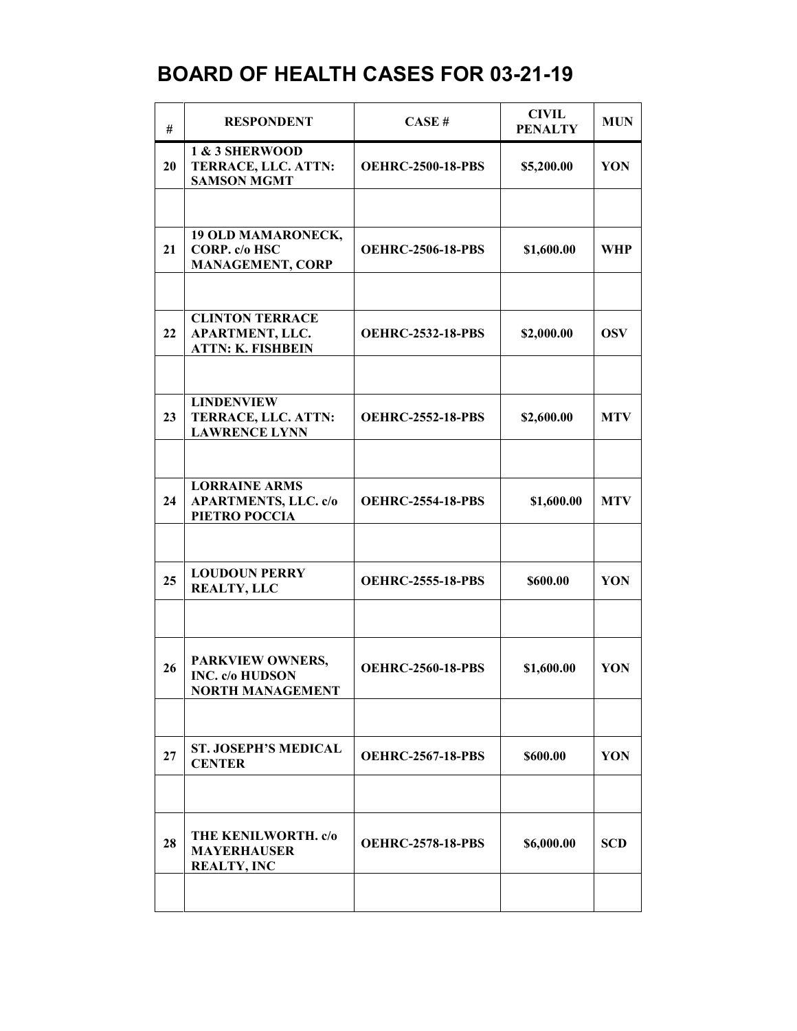# BOARD OF HEALTH CASES FOR 03-21-19

| # | RESPONDENT | CASE # | CIVIL PENALTY | MUN |
|---|---|---|---|---|
| 20 | 1 & 3 SHERWOOD TERRACE, LLC. ATTN: SAMSON MGMT | OEHRC-2500-18-PBS | $5,200.00 | YON |
| | | | | |
| 21 | 19 OLD MAMARONECK, CORP. c/o HSC MANAGEMENT, CORP | OEHRC-2506-18-PBS | $1,600.00 | WHP |
| | | | | |
| 22 | CLINTON TERRACE APARTMENT, LLC. ATTN: K. FISHBEIN | OEHRC-2532-18-PBS | $2,000.00 | OSV |
| | | | | |
| 23 | LINDENVIEW TERRACE, LLC. ATTN: LAWRENCE LYNN | OEHRC-2552-18-PBS | $2,600.00 | MTV |
| | | | | |
| 24 | LORRAINE ARMS APARTMENTS, LLC. c/o PIETRO POCCIA | OEHRC-2554-18-PBS | $1,600.00 | MTV |
| | | | | |
| 25 | LOUDOUN PERRY REALTY, LLC | OEHRC-2555-18-PBS | $600.00 | YON |
| | | | | |
| 26 | PARKVIEW OWNERS, INC. c/o HUDSON NORTH MANAGEMENT | OEHRC-2560-18-PBS | $1,600.00 | YON |
| | | | | |
| 27 | ST. JOSEPH'S MEDICAL CENTER | OEHRC-2567-18-PBS | $600.00 | YON |
| | | | | |
| 28 | THE KENILWORTH. c/o MAYERHAUSER REALTY, INC | OEHRC-2578-18-PBS | $6,000.00 | SCD |
| | | | | |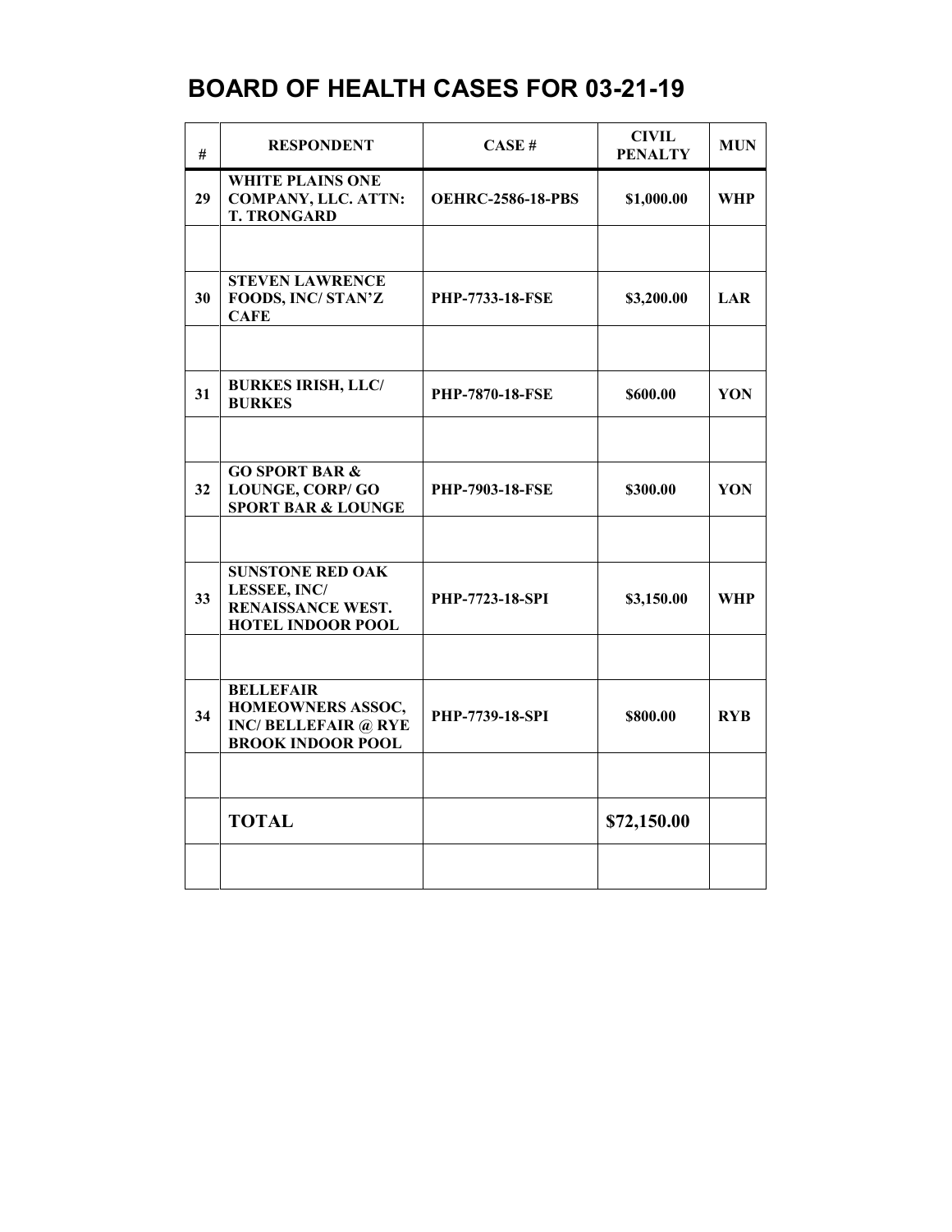# BOARD OF HEALTH CASES FOR 03-21-19

| # | RESPONDENT | CASE # | CIVIL PENALTY | MUN |
|---|---|---|---|---|
| 29 | **WHITE PLAINS ONE COMPANY, LLC. ATTN: T. TRONGARD** | **OEHRC-2586-18-PBS** | **$1,000.00** | **WHP** |
| | | | | |
| 30 | **STEVEN LAWRENCE FOODS, INC/ STAN'Z CAFE** | **PHP-7733-18-FSE** | **$3,200.00** | **LAR** |
| | | | | |
| 31 | **BURKES IRISH, LLC/ BURKES** | **PHP-7870-18-FSE** | **$600.00** | **YON** |
| | | | | |
| 32 | **GO SPORT BAR & LOUNGE, CORP/ GO SPORT BAR & LOUNGE** | **PHP-7903-18-FSE** | **$300.00** | **YON** |
| | | | | |
| 33 | **SUNSTONE RED OAK LESSEE, INC/ RENAISSANCE WEST. HOTEL INDOOR POOL** | **PHP-7723-18-SPI** | **$3,150.00** | **WHP** |
| | | | | |
| 34 | **BELLEFAIR HOMEOWNERS ASSOC, INC/ BELLEFAIR @ RYE BROOK INDOOR POOL** | **PHP-7739-18-SPI** | **$800.00** | **RYB** |
| | | | | |
| | **TOTAL** | | **$72,150.00** | |
| | | | | |